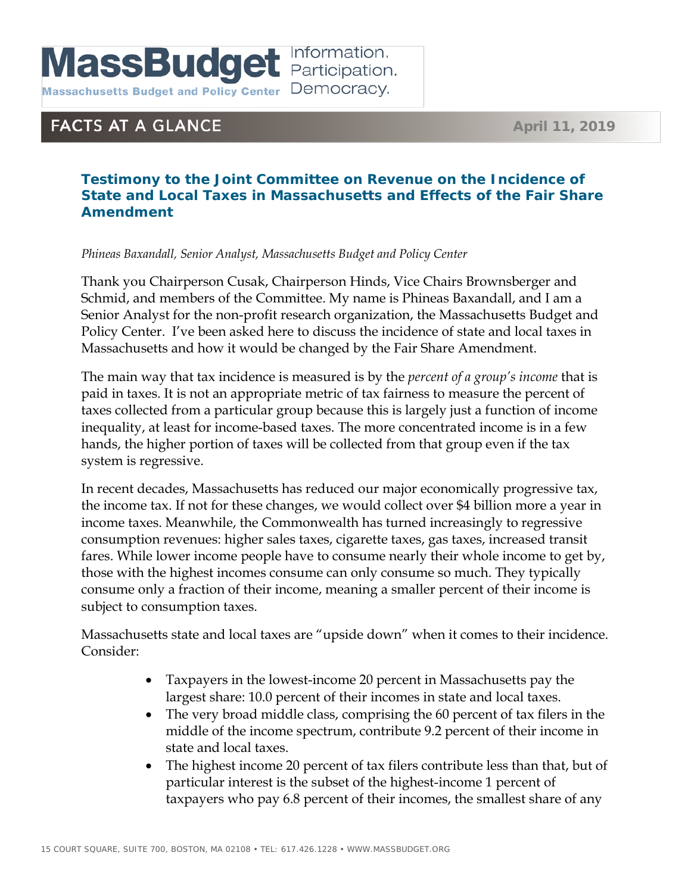MassBudget Information. Participation. Democracy.

Massachusetts Budget and Policy Center

FACTS AT A GLANCE

April 11, 2019

## Testimony to the Joint Committee on Revenue on the Incidence of State and Local Taxes in Massachusetts and Effects of the Fair Share Amendment

*Phineas Baxandall, Senior Analyst, Massachusetts Budget and Policy Center*

Thank you Chairperson Cusak, Chairperson Hinds, Vice Chairs Brownsberger and Schmid, and members of the Committee. My name is Phineas Baxandall, and I am a Senior Analyst for the non-profit research organization, the Massachusetts Budget and Policy Center. I've been asked here to discuss the incidence of state and local taxes in Massachusetts and how it would be changed by the Fair Share Amendment.

The main way that tax incidence is measured is by the *percent of a group's income* that is paid in taxes. It is not an appropriate metric of tax fairness to measure the percent of taxes collected from a particular group because this is largely just a function of income inequality, at least for income-based taxes. The more concentrated income is in a few hands, the higher portion of taxes will be collected from that group even if the tax system is regressive.

In recent decades, Massachusetts has reduced our major economically progressive tax, the income tax. If not for these changes, we would collect over $4 billion more a year in income taxes. Meanwhile, the Commonwealth has turned increasingly to regressive consumption revenues: higher sales taxes, cigarette taxes, gas taxes, increased transit fares. While lower income people have to consume nearly their whole income to get by, those with the highest incomes consume can only consume so much. They typically consume only a fraction of their income, meaning a smaller percent of their income is subject to consumption taxes.

Massachusetts state and local taxes are "upside down" when it comes to their incidence. Consider:

- Taxpayers in the lowest-income 20 percent in Massachusetts pay the largest share: 10.0 percent of their incomes in state and local taxes.
- The very broad middle class, comprising the 60 percent of tax filers in the middle of the income spectrum, contribute 9.2 percent of their income in state and local taxes.
- The highest income 20 percent of tax filers contribute less than that, but of particular interest is the subset of the highest-income 1 percent of taxpayers who pay 6.8 percent of their incomes, the smallest share of any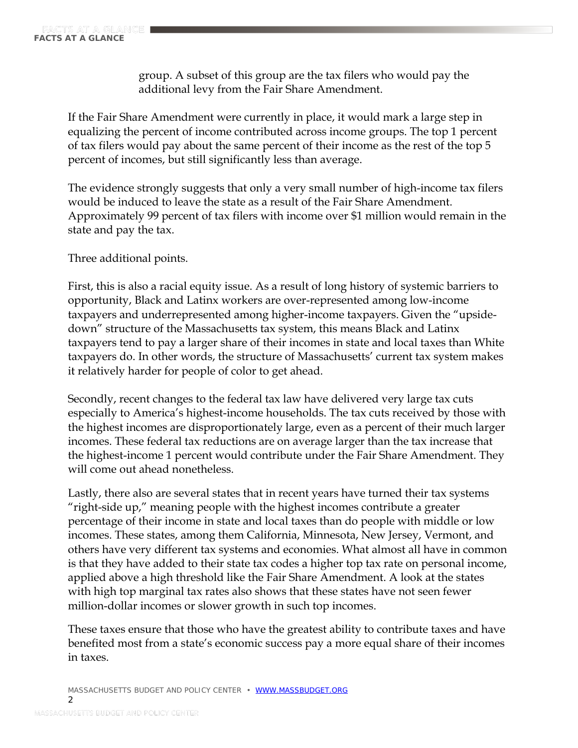group. A subset of this group are the tax filers who would pay the additional levy from the Fair Share Amendment.

If the Fair Share Amendment were currently in place, it would mark a large step in equalizing the percent of income contributed across income groups. The top 1 percent of tax filers would pay about the same percent of their income as the rest of the top 5 percent of incomes, but still significantly less than average.

The evidence strongly suggests that only a very small number of high-income tax filers would be induced to leave the state as a result of the Fair Share Amendment. Approximately 99 percent of tax filers with income over $1 million would remain in the state and pay the tax.

Three additional points.

First, this is also a racial equity issue. As a result of long history of systemic barriers to opportunity, Black and Latinx workers are over-represented among low-income taxpayers and underrepresented among higher-income taxpayers. Given the "upside-down" structure of the Massachusetts tax system, this means Black and Latinx taxpayers tend to pay a larger share of their incomes in state and local taxes than White taxpayers do. In other words, the structure of Massachusetts' current tax system makes it relatively harder for people of color to get ahead.

Secondly, recent changes to the federal tax law have delivered very large tax cuts especially to America's highest-income households. The tax cuts received by those with the highest incomes are disproportionately large, even as a percent of their much larger incomes. These federal tax reductions are on average larger than the tax increase that the highest-income 1 percent would contribute under the Fair Share Amendment. They will come out ahead nonetheless.

Lastly, there also are several states that in recent years have turned their tax systems "right-side up," meaning people with the highest incomes contribute a greater percentage of their income in state and local taxes than do people with middle or low incomes. These states, among them California, Minnesota, New Jersey, Vermont, and others have very different tax systems and economies. What almost all have in common is that they have added to their state tax codes a higher top tax rate on personal income, applied above a high threshold like the Fair Share Amendment. A look at the states with high top marginal tax rates also shows that these states have not seen fewer million-dollar incomes or slower growth in such top incomes.

These taxes ensure that those who have the greatest ability to contribute taxes and have benefited most from a state's economic success pay a more equal share of their incomes in taxes.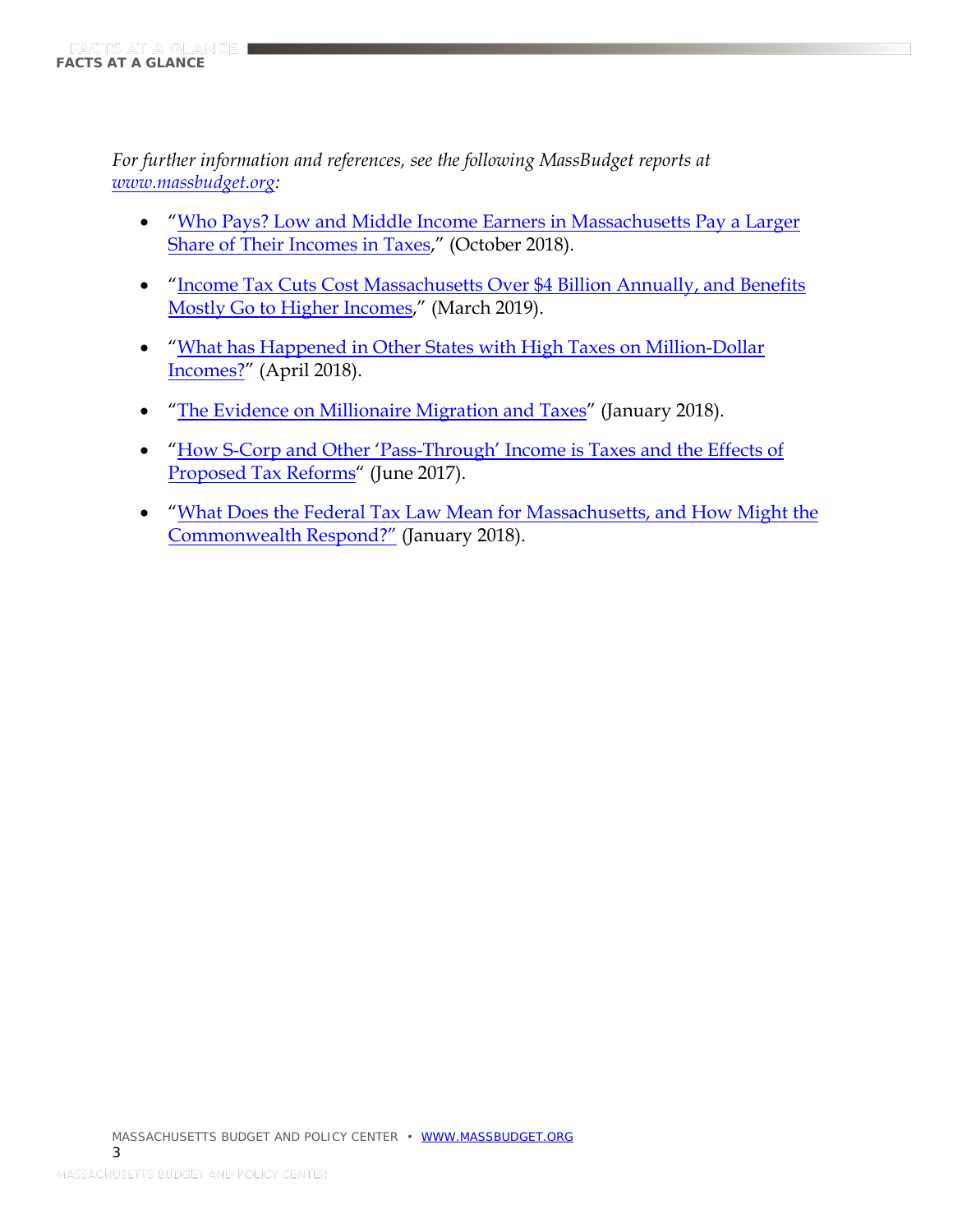*For further information and references, see the following MassBudget reports at [www.massbudget.org](http://www.massbudget.org):*

- "Who Pays? Low and Middle Income Earners in Massachusetts Pay a Larger Share of Their Incomes in Taxes," (October 2018).
- "Income Tax Cuts Cost Massachusetts Over $4 Billion Annually, and Benefits Mostly Go to Higher Incomes," (March 2019).
- "What has Happened in Other States with High Taxes on Million-Dollar Incomes?" (April 2018).
- "The Evidence on Millionaire Migration and Taxes" (January 2018).
- "How S-Corp and Other 'Pass-Through' Income is Taxes and the Effects of Proposed Tax Reforms" (June 2017).
- "What Does the Federal Tax Law Mean for Massachusetts, and How Might the Commonwealth Respond?" (January 2018).